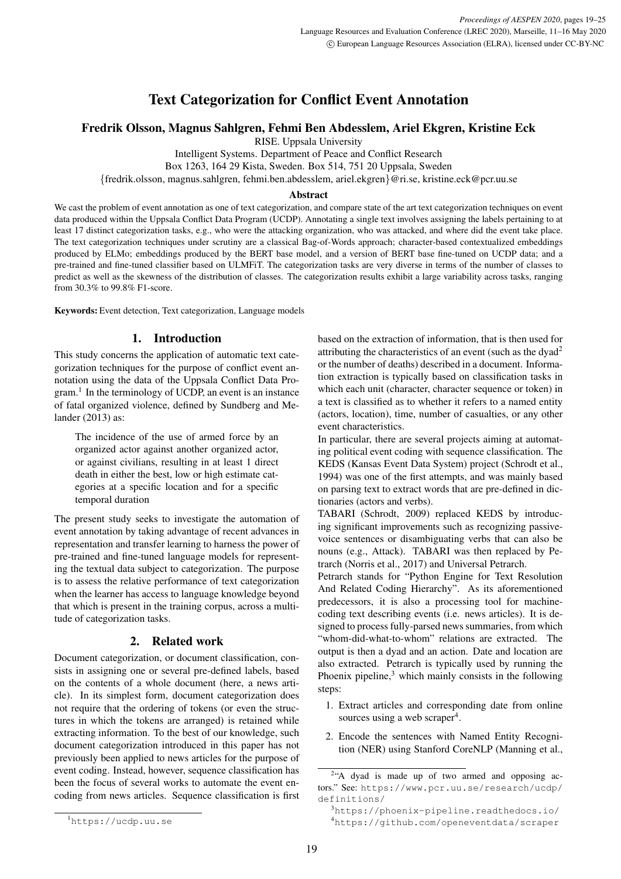# Text Categorization for Conflict Event Annotation

**Fredrik Olsson, Magnus Sahlgren, Fehmi Ben Abdesslem, Ariel Ekgren, Kristine Eck**

RISE. Uppsala University

Intelligent Systems. Department of Peace and Conflict Research

Box 1263, 164 29 Kista, Sweden. Box 514, 751 20 Uppsala, Sweden

{fredrik.olsson, magnus.sahlgren, fehmi.ben.abdesslem, ariel.ekgren}@ri.se, kristine.eck@pcr.uu.se

### Abstract

We cast the problem of event annotation as one of text categorization, and compare state of the art text categorization techniques on event data produced within the Uppsala Conflict Data Program (UCDP). Annotating a single text involves assigning the labels pertaining to at least 17 distinct categorization tasks, e.g., who were the attacking organization, who was attacked, and where did the event take place. The text categorization techniques under scrutiny are a classical Bag-of-Words approach; character-based contextualized embeddings produced by ELMo; embeddings produced by the BERT base model, and a version of BERT base fine-tuned on UCDP data; and a pre-trained and fine-tuned classifier based on ULMFiT. The categorization tasks are very diverse in terms of the number of classes to predict as well as the skewness of the distribution of classes. The categorization results exhibit a large variability across tasks, ranging from 30.3% to 99.8% F1-score.

**Keywords:** Event detection, Text categorization, Language models

## 1. Introduction

This study concerns the application of automatic text categorization techniques for the purpose of conflict event annotation using the data of the Uppsala Conflict Data Program.[1] In the terminology of UCDP, an event is an instance of fatal organized violence, defined by Sundberg and Melander (2013) as:

> The incidence of the use of armed force by an organized actor against another organized actor, or against civilians, resulting in at least 1 direct death in either the best, low or high estimate categories at a specific location and for a specific temporal duration

The present study seeks to investigate the automation of event annotation by taking advantage of recent advances in representation and transfer learning to harness the power of pre-trained and fine-tuned language models for representing the textual data subject to categorization. The purpose is to assess the relative performance of text categorization when the learner has access to language knowledge beyond that which is present in the training corpus, across a multitude of categorization tasks.

## 2. Related work

Document categorization, or document classification, consists in assigning one or several pre-defined labels, based on the contents of a whole document (here, a news article). In its simplest form, document categorization does not require that the ordering of tokens (or even the structures in which the tokens are arranged) is retained while extracting information. To the best of our knowledge, such document categorization introduced in this paper has not previously been applied to news articles for the purpose of event coding. Instead, however, sequence classification has been the focus of several works to automate the event encoding from news articles. Sequence classification is first based on the extraction of information, that is then used for attributing the characteristics of an event (such as the dyad[2] or the number of deaths) described in a document. Information extraction is typically based on classification tasks in which each unit (character, character sequence or token) in a text is classified as to whether it refers to a named entity (actors, location), time, number of casualties, or any other event characteristics.

In particular, there are several projects aiming at automating political event coding with sequence classification. The KEDS (Kansas Event Data System) project (Schrodt et al., 1994) was one of the first attempts, and was mainly based on parsing text to extract words that are pre-defined in dictionaries (actors and verbs).

TABARI (Schrodt, 2009) replaced KEDS by introducing significant improvements such as recognizing passive-voice sentences or disambiguating verbs that can also be nouns (e.g., Attack). TABARI was then replaced by Petrarch (Norris et al., 2017) and Universal Petrarch.

Petrarch stands for "Python Engine for Text Resolution And Related Coding Hierarchy". As its aforementioned predecessors, it is also a processing tool for machine-coding text describing events (i.e. news articles). It is designed to process fully-parsed news summaries, from which "whom-did-what-to-whom" relations are extracted. The output is then a dyad and an action. Date and location are also extracted. Petrarch is typically used by running the Phoenix pipeline,[3] which mainly consists in the following steps:

1. Extract articles and corresponding date from online sources using a web scraper[4].
2. Encode the sentences with Named Entity Recognition (NER) using Stanford CoreNLP (Manning et al.,

[1] https://ucdp.uu.se

[2] "A dyad is made up of two armed and opposing actors." See: https://www.pcr.uu.se/research/ucdp/definitions/

[3] https://phoenix-pipeline.readthedocs.io/

[4] https://github.com/openeventdata/scraper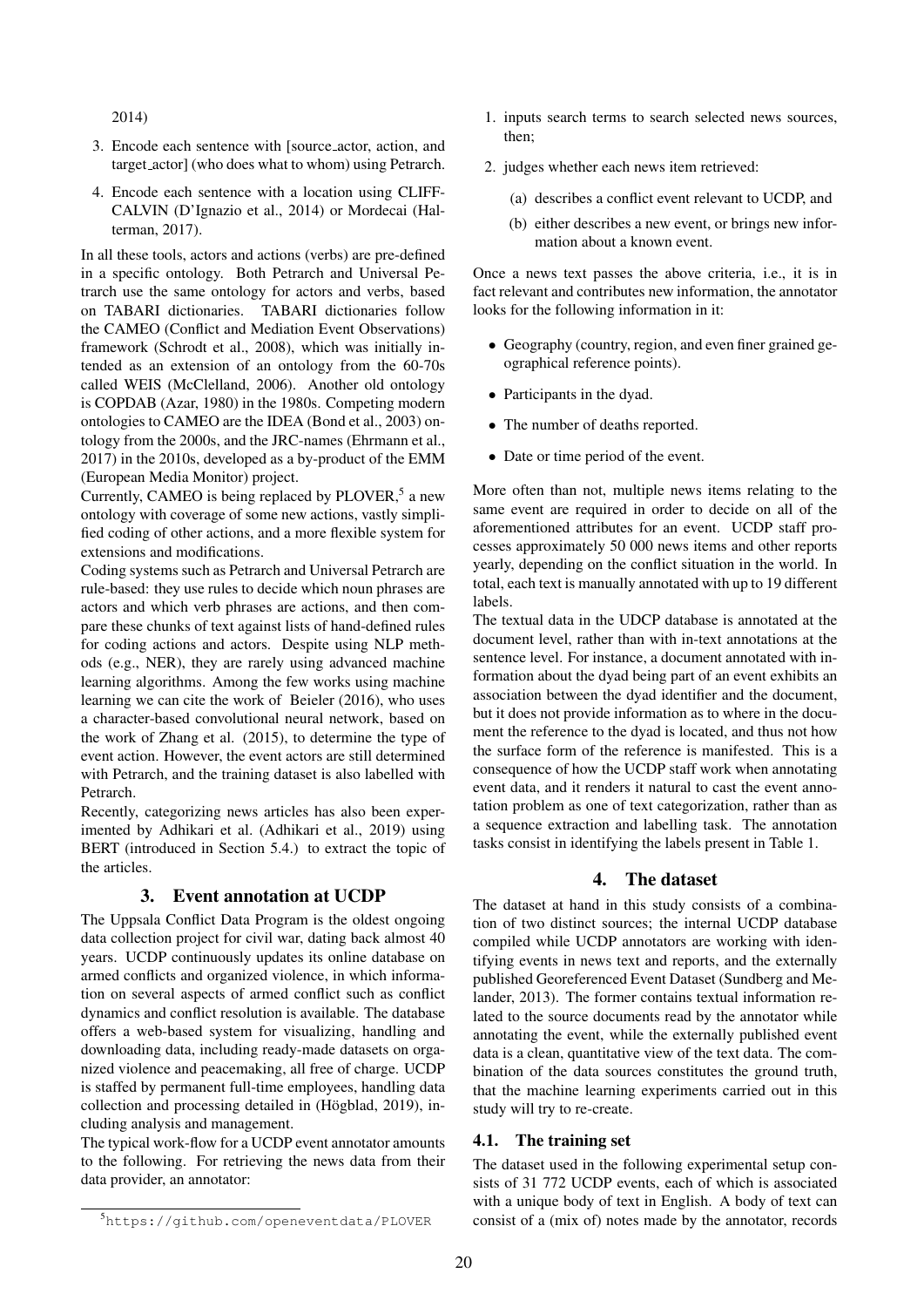2014)

3. Encode each sentence with [source_actor, action, and target_actor] (who does what to whom) using Petrarch.
4. Encode each sentence with a location using CLIFF-CALVIN (D'Ignazio et al., 2014) or Mordecai (Halterman, 2017).

In all these tools, actors and actions (verbs) are pre-defined in a specific ontology. Both Petrarch and Universal Petrarch use the same ontology for actors and verbs, based on TABARI dictionaries. TABARI dictionaries follow the CAMEO (Conflict and Mediation Event Observations) framework (Schrodt et al., 2008), which was initially intended as an extension of an ontology from the 60-70s called WEIS (McClelland, 2006). Another old ontology is COPDAB (Azar, 1980) in the 1980s. Competing modern ontologies to CAMEO are the IDEA (Bond et al., 2003) ontology from the 2000s, and the JRC-names (Ehrmann et al., 2017) in the 2010s, developed as a by-product of the EMM (European Media Monitor) project.

Currently, CAMEO is being replaced by PLOVER,[5] a new ontology with coverage of some new actions, vastly simplified coding of other actions, and a more flexible system for extensions and modifications.

Coding systems such as Petrarch and Universal Petrarch are rule-based: they use rules to decide which noun phrases are actors and which verb phrases are actions, and then compare these chunks of text against lists of hand-defined rules for coding actions and actors. Despite using NLP methods (e.g., NER), they are rarely using advanced machine learning algorithms. Among the few works using machine learning we can cite the work of Beieler (2016), who uses a character-based convolutional neural network, based on the work of Zhang et al. (2015), to determine the type of event action. However, the event actors are still determined with Petrarch, and the training dataset is also labelled with Petrarch.

Recently, categorizing news articles has also been experimented by Adhikari et al. (Adhikari et al., 2019) using BERT (introduced in Section 5.4.) to extract the topic of the articles.

## 3. Event annotation at UCDP

The Uppsala Conflict Data Program is the oldest ongoing data collection project for civil war, dating back almost 40 years. UCDP continuously updates its online database on armed conflicts and organized violence, in which information on several aspects of armed conflict such as conflict dynamics and conflict resolution is available. The database offers a web-based system for visualizing, handling and downloading data, including ready-made datasets on organized violence and peacemaking, all free of charge. UCDP is staffed by permanent full-time employees, handling data collection and processing detailed in (Högblad, 2019), including analysis and management.

The typical work-flow for a UCDP event annotator amounts to the following. For retrieving the news data from their data provider, an annotator:

1. inputs search terms to search selected news sources, then;
2. judges whether each news item retrieved:
   (a) describes a conflict event relevant to UCDP, and
   (b) either describes a new event, or brings new information about a known event.

Once a news text passes the above criteria, i.e., it is in fact relevant and contributes new information, the annotator looks for the following information in it:

- Geography (country, region, and even finer grained geographical reference points).
- Participants in the dyad.
- The number of deaths reported.
- Date or time period of the event.

More often than not, multiple news items relating to the same event are required in order to decide on all of the aforementioned attributes for an event. UCDP staff processes approximately 50 000 news items and other reports yearly, depending on the conflict situation in the world. In total, each text is manually annotated with up to 19 different labels.

The textual data in the UDCP database is annotated at the document level, rather than with in-text annotations at the sentence level. For instance, a document annotated with information about the dyad being part of an event exhibits an association between the dyad identifier and the document, but it does not provide information as to where in the document the reference to the dyad is located, and thus not how the surface form of the reference is manifested. This is a consequence of how the UCDP staff work when annotating event data, and it renders it natural to cast the event annotation problem as one of text categorization, rather than as a sequence extraction and labelling task. The annotation tasks consist in identifying the labels present in Table 1.

## 4. The dataset

The dataset at hand in this study consists of a combination of two distinct sources; the internal UCDP database compiled while UCDP annotators are working with identifying events in news text and reports, and the externally published Georeferenced Event Dataset (Sundberg and Melander, 2013). The former contains textual information related to the source documents read by the annotator while annotating the event, while the externally published event data is a clean, quantitative view of the text data. The combination of the data sources constitutes the ground truth, that the machine learning experiments carried out in this study will try to re-create.

### 4.1. The training set

The dataset used in the following experimental setup consists of 31 772 UCDP events, each of which is associated with a unique body of text in English. A body of text can consist of a (mix of) notes made by the annotator, records

[5] https://github.com/openeventdata/PLOVER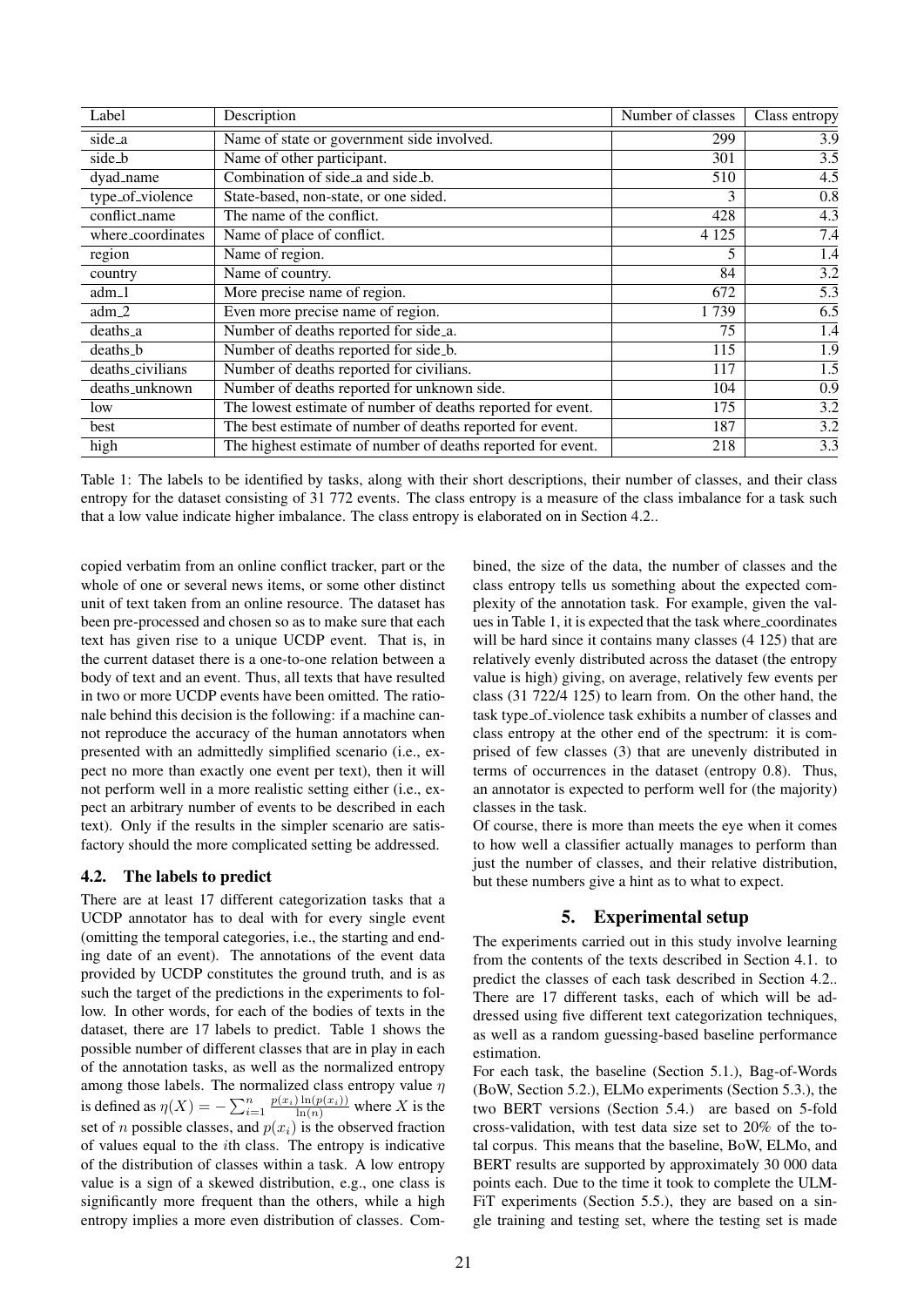| Label | Description | Number of classes | Class entropy |
|---|---|---|---|
| side_a | Name of state or government side involved. | 299 | 3.9 |
| side_b | Name of other participant. | 301 | 3.5 |
| dyad_name | Combination of side_a and side_b. | 510 | 4.5 |
| type_of_violence | State-based, non-state, or one sided. | 3 | 0.8 |
| conflict_name | The name of the conflict. | 428 | 4.3 |
| where_coordinates | Name of place of conflict. | 4 125 | 7.4 |
| region | Name of region. | 5 | 1.4 |
| country | Name of country. | 84 | 3.2 |
| adm_1 | More precise name of region. | 672 | 5.3 |
| adm_2 | Even more precise name of region. | 1 739 | 6.5 |
| deaths_a | Number of deaths reported for side_a. | 75 | 1.4 |
| deaths_b | Number of deaths reported for side_b. | 115 | 1.9 |
| deaths_civilians | Number of deaths reported for civilians. | 117 | 1.5 |
| deaths_unknown | Number of deaths reported for unknown side. | 104 | 0.9 |
| low | The lowest estimate of number of deaths reported for event. | 175 | 3.2 |
| best | The best estimate of number of deaths reported for event. | 187 | 3.2 |
| high | The highest estimate of number of deaths reported for event. | 218 | 3.3 |

Table 1: The labels to be identified by tasks, along with their short descriptions, their number of classes, and their class entropy for the dataset consisting of 31 772 events. The class entropy is a measure of the class imbalance for a task such that a low value indicate higher imbalance. The class entropy is elaborated on in Section 4.2..

copied verbatim from an online conflict tracker, part or the whole of one or several news items, or some other distinct unit of text taken from an online resource. The dataset has been pre-processed and chosen so as to make sure that each text has given rise to a unique UCDP event. That is, in the current dataset there is a one-to-one relation between a body of text and an event. Thus, all texts that have resulted in two or more UCDP events have been omitted. The rationale behind this decision is the following: if a machine cannot reproduce the accuracy of the human annotators when presented with an admittedly simplified scenario (i.e., expect no more than exactly one event per text), then it will not perform well in a more realistic setting either (i.e., expect an arbitrary number of events to be described in each text). Only if the results in the simpler scenario are satisfactory should the more complicated setting be addressed.

### 4.2. The labels to predict

There are at least 17 different categorization tasks that a UCDP annotator has to deal with for every single event (omitting the temporal categories, i.e., the starting and ending date of an event). The annotations of the event data provided by UCDP constitutes the ground truth, and is as such the target of the predictions in the experiments to follow. In other words, for each of the bodies of texts in the dataset, there are 17 labels to predict. Table 1 shows the possible number of different classes that are in play in each of the annotation tasks, as well as the normalized entropy among those labels. The normalized class entropy value $\eta$ is defined as $\eta(X) = -\sum_{i=1}^{n} \frac{p(x_i)\ln(p(x_i))}{\ln(n)}$ where $X$ is the set of $n$ possible classes, and $p(x_i)$ is the observed fraction of values equal to the $i$th class. The entropy is indicative of the distribution of classes within a task. A low entropy value is a sign of a skewed distribution, e.g., one class is significantly more frequent than the others, while a high entropy implies a more even distribution of classes. Combined, the size of the data, the number of classes and the class entropy tells us something about the expected complexity of the annotation task. For example, given the values in Table 1, it is expected that the task where_coordinates will be hard since it contains many classes (4 125) that are relatively evenly distributed across the dataset (the entropy value is high) giving, on average, relatively few events per class (31 722/4 125) to learn from. On the other hand, the task type_of_violence task exhibits a number of classes and class entropy at the other end of the spectrum: it is comprised of few classes (3) that are unevenly distributed in terms of occurrences in the dataset (entropy 0.8). Thus, an annotator is expected to perform well for (the majority) classes in the task.

Of course, there is more than meets the eye when it comes to how well a classifier actually manages to perform than just the number of classes, and their relative distribution, but these numbers give a hint as to what to expect.

## 5. Experimental setup

The experiments carried out in this study involve learning from the contents of the texts described in Section 4.1. to predict the classes of each task described in Section 4.2.. There are 17 different tasks, each of which will be addressed using five different text categorization techniques, as well as a random guessing-based baseline performance estimation.

For each task, the baseline (Section 5.1.), Bag-of-Words (BoW, Section 5.2.), ELMo experiments (Section 5.3.), the two BERT versions (Section 5.4.) are based on 5-fold cross-validation, with test data size set to 20% of the total corpus. This means that the baseline, BoW, ELMo, and BERT results are supported by approximately 30 000 data points each. Due to the time it took to complete the ULMFiT experiments (Section 5.5.), they are based on a single training and testing set, where the testing set is made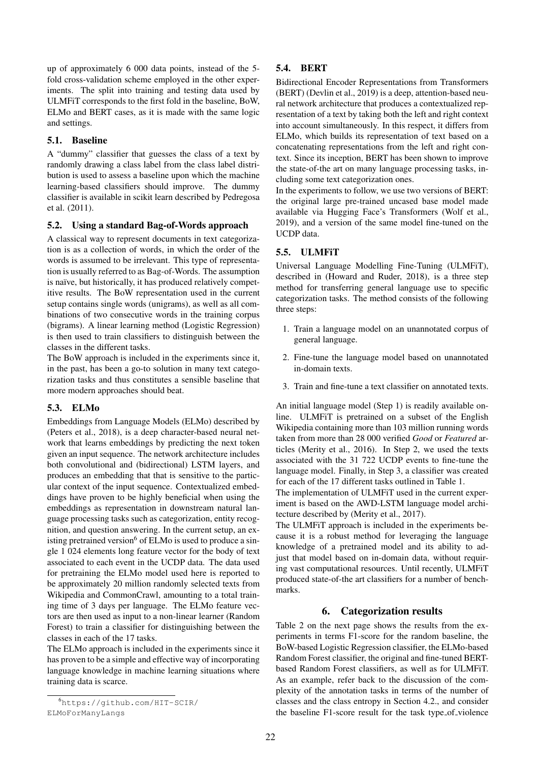up of approximately 6 000 data points, instead of the 5-fold cross-validation scheme employed in the other experiments. The split into training and testing data used by ULMFiT corresponds to the first fold in the baseline, BoW, ELMo and BERT cases, as it is made with the same logic and settings.

### 5.1. Baseline

A "dummy" classifier that guesses the class of a text by randomly drawing a class label from the class label distribution is used to assess a baseline upon which the machine learning-based classifiers should improve. The dummy classifier is available in scikit learn described by Pedregosa et al. (2011).

### 5.2. Using a standard Bag-of-Words approach

A classical way to represent documents in text categorization is as a collection of words, in which the order of the words is assumed to be irrelevant. This type of representation is usually referred to as Bag-of-Words. The assumption is naïve, but historically, it has produced relatively competitive results. The BoW representation used in the current setup contains single words (unigrams), as well as all combinations of two consecutive words in the training corpus (bigrams). A linear learning method (Logistic Regression) is then used to train classifiers to distinguish between the classes in the different tasks.

The BoW approach is included in the experiments since it, in the past, has been a go-to solution in many text categorization tasks and thus constitutes a sensible baseline that more modern approaches should beat.

### 5.3. ELMo

Embeddings from Language Models (ELMo) described by (Peters et al., 2018), is a deep character-based neural network that learns embeddings by predicting the next token given an input sequence. The network architecture includes both convolutional and (bidirectional) LSTM layers, and produces an embedding that that is sensitive to the particular context of the input sequence. Contextualized embeddings have proven to be highly beneficial when using the embeddings as representation in downstream natural language processing tasks such as categorization, entity recognition, and question answering. In the current setup, an existing pretrained version[6] of ELMo is used to produce a single 1 024 elements long feature vector for the body of text associated to each event in the UCDP data. The data used for pretraining the ELMo model used here is reported to be approximately 20 million randomly selected texts from Wikipedia and CommonCrawl, amounting to a total training time of 3 days per language. The ELMo feature vectors are then used as input to a non-linear learner (Random Forest) to train a classifier for distinguishing between the classes in each of the 17 tasks.

The ELMo approach is included in the experiments since it has proven to be a simple and effective way of incorporating language knowledge in machine learning situations where training data is scarce.

[6] https://github.com/HIT-SCIR/ELMoForManyLangs

### 5.4. BERT

Bidirectional Encoder Representations from Transformers (BERT) (Devlin et al., 2019) is a deep, attention-based neural network architecture that produces a contextualized representation of a text by taking both the left and right context into account simultaneously. In this respect, it differs from ELMo, which builds its representation of text based on a concatenating representations from the left and right context. Since its inception, BERT has been shown to improve the state-of-the art on many language processing tasks, including some text categorization ones.

In the experiments to follow, we use two versions of BERT: the original large pre-trained uncased base model made available via Hugging Face's Transformers (Wolf et al., 2019), and a version of the same model fine-tuned on the UCDP data.

### 5.5. ULMFiT

Universal Language Modelling Fine-Tuning (ULMFiT), described in (Howard and Ruder, 2018), is a three step method for transferring general language use to specific categorization tasks. The method consists of the following three steps:

1. Train a language model on an unannotated corpus of general language.
2. Fine-tune the language model based on unannotated in-domain texts.
3. Train and fine-tune a text classifier on annotated texts.

An initial language model (Step 1) is readily available online. ULMFiT is pretrained on a subset of the English Wikipedia containing more than 103 million running words taken from more than 28 000 verified *Good* or *Featured* articles (Merity et al., 2016). In Step 2, we used the texts associated with the 31 722 UCDP events to fine-tune the language model. Finally, in Step 3, a classifier was created for each of the 17 different tasks outlined in Table 1.

The implementation of ULMFiT used in the current experiment is based on the AWD-LSTM language model architecture described by (Merity et al., 2017).

The ULMFiT approach is included in the experiments because it is a robust method for leveraging the language knowledge of a pretrained model and its ability to adjust that model based on in-domain data, without requiring vast computational resources. Until recently, ULMFiT produced state-of-the art classifiers for a number of benchmarks.

## 6. Categorization results

Table 2 on the next page shows the results from the experiments in terms F1-score for the random baseline, the BoW-based Logistic Regression classifier, the ELMo-based Random Forest classifier, the original and fine-tuned BERT-based Random Forest classifiers, as well as for ULMFiT. As an example, refer back to the discussion of the complexity of the annotation tasks in terms of the number of classes and the class entropy in Section 4.2., and consider the baseline F1-score result for the task type_of_violence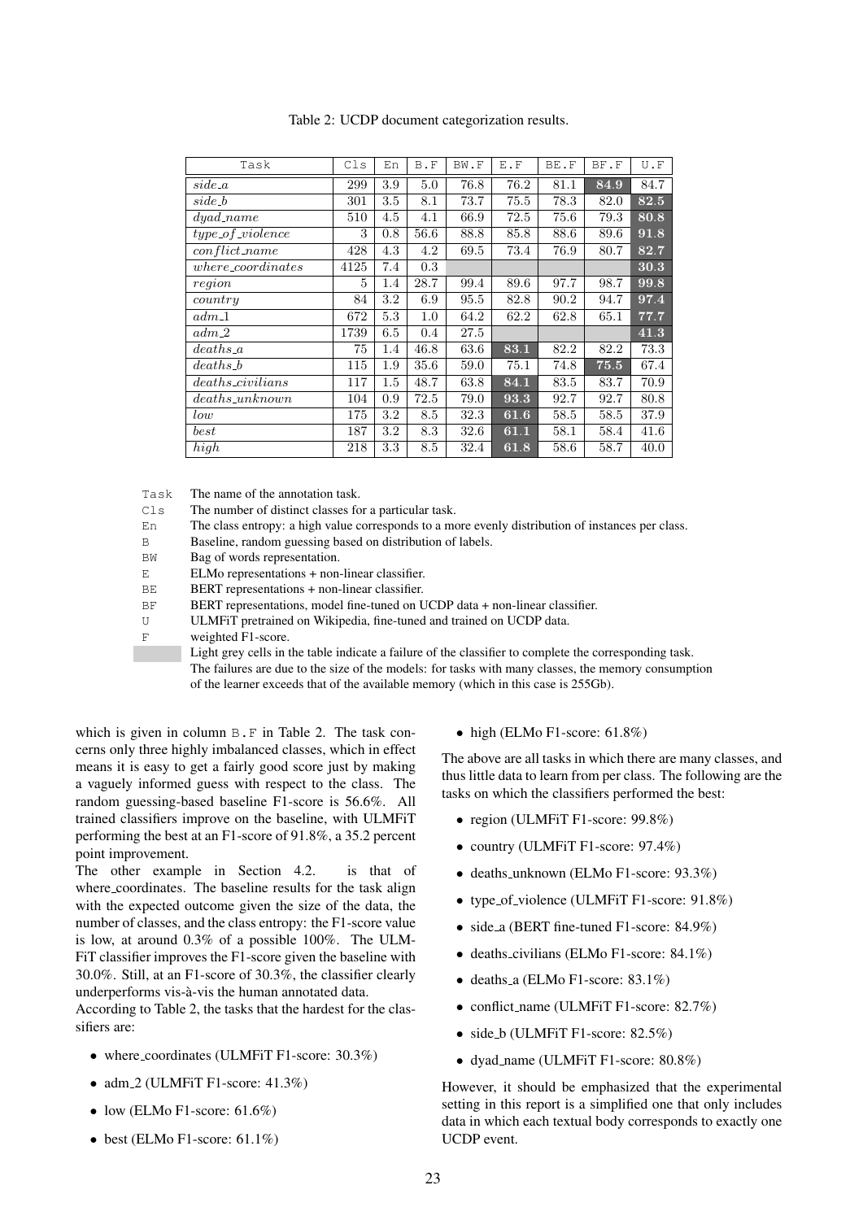Table 2: UCDP document categorization results.

| Task | Cls | En | B.F | BW.F | E.F | BE.F | BF.F | U.F |
|---|---|---|---|---|---|---|---|---|
| *side_a* | 299 | 3.9 | 5.0 | 76.8 | 76.2 | 81.1 | **84.9** | 84.7 |
| *side_b* | 301 | 3.5 | 8.1 | 73.7 | 75.5 | 78.3 | 82.0 | **82.5** |
| *dyad_name* | 510 | 4.5 | 4.1 | 66.9 | 72.5 | 75.6 | 79.3 | **80.8** |
| *type_of_violence* | 3 | 0.8 | 56.6 | 88.8 | 85.8 | 88.6 | 89.6 | **91.8** |
| *conflict_name* | 428 | 4.3 | 4.2 | 69.5 | 73.4 | 76.9 | 80.7 | **82.7** |
| *where_coordinates* | 4125 | 7.4 | 0.3 | | | | | **30.3** |
| *region* | 5 | 1.4 | 28.7 | 99.4 | 89.6 | 97.7 | 98.7 | **99.8** |
| *country* | 84 | 3.2 | 6.9 | 95.5 | 82.8 | 90.2 | 94.7 | **97.4** |
| *adm_1* | 672 | 5.3 | 1.0 | 64.2 | 62.2 | 62.8 | 65.1 | **77.7** |
| *adm_2* | 1739 | 6.5 | 0.4 | 27.5 | | | | **41.3** |
| *deaths_a* | 75 | 1.4 | 46.8 | 63.6 | **83.1** | 82.2 | 82.2 | 73.3 |
| *deaths_b* | 115 | 1.9 | 35.6 | 59.0 | 75.1 | 74.8 | **75.5** | 67.4 |
| *deaths_civilians* | 117 | 1.5 | 48.7 | 63.8 | **84.1** | 83.5 | 83.7 | 70.9 |
| *deaths_unknown* | 104 | 0.9 | 72.5 | 79.0 | **93.3** | 92.7 | 92.7 | 80.8 |
| *low* | 175 | 3.2 | 8.5 | 32.3 | **61.6** | 58.5 | 58.5 | 37.9 |
| *best* | 187 | 3.2 | 8.3 | 32.6 | **61.1** | 58.1 | 58.4 | 41.6 |
| *high* | 218 | 3.3 | 8.5 | 32.4 | **61.8** | 58.6 | 58.7 | 40.0 |

| | |
|---|---|
| Task | The name of the annotation task. |
| Cls | The number of distinct classes for a particular task. |
| En | The class entropy: a high value corresponds to a more evenly distribution of instances per class. |
| B | Baseline, random guessing based on distribution of labels. |
| BW | Bag of words representation. |
| E | ELMo representations + non-linear classifier. |
| BE | BERT representations + non-linear classifier. |
| BF | BERT representations, model fine-tuned on UCDP data + non-linear classifier. |
| U | ULMFiT pretrained on Wikipedia, fine-tuned and trained on UCDP data. |
| F | weighted F1-score. |
| | Light grey cells in the table indicate a failure of the classifier to complete the corresponding task. The failures are due to the size of the models: for tasks with many classes, the memory consumption of the learner exceeds that of the available memory (which in this case is 255Gb). |

which is given in column B.F in Table 2. The task concerns only three highly imbalanced classes, which in effect means it is easy to get a fairly good score just by making a vaguely informed guess with respect to the class. The random guessing-based baseline F1-score is 56.6%. All trained classifiers improve on the baseline, with ULMFiT performing the best at an F1-score of 91.8%, a 35.2 percent point improvement.

The other example in Section 4.2. is that of where_coordinates. The baseline results for the task align with the expected outcome given the size of the data, the number of classes, and the class entropy: the F1-score value is low, at around 0.3% of a possible 100%. The ULMFiT classifier improves the F1-score given the baseline with 30.0%. Still, at an F1-score of 30.3%, the classifier clearly underperforms vis-à-vis the human annotated data.

According to Table 2, the tasks that the hardest for the classifiers are:

- where_coordinates (ULMFiT F1-score: 30.3%)
- adm_2 (ULMFiT F1-score: 41.3%)
- low (ELMo F1-score: 61.6%)
- best (ELMo F1-score: 61.1%)
- high (ELMo F1-score: 61.8%)

The above are all tasks in which there are many classes, and thus little data to learn from per class. The following are the tasks on which the classifiers performed the best:

- region (ULMFiT F1-score: 99.8%)
- country (ULMFiT F1-score: 97.4%)
- deaths_unknown (ELMo F1-score: 93.3%)
- type_of_violence (ULMFiT F1-score: 91.8%)
- side_a (BERT fine-tuned F1-score: 84.9%)
- deaths_civilians (ELMo F1-score: 84.1%)
- deaths_a (ELMo F1-score: 83.1%)
- conflict_name (ULMFiT F1-score: 82.7%)
- side_b (ULMFiT F1-score: 82.5%)
- dyad_name (ULMFiT F1-score: 80.8%)

However, it should be emphasized that the experimental setting in this report is a simplified one that only includes data in which each textual body corresponds to exactly one UCDP event.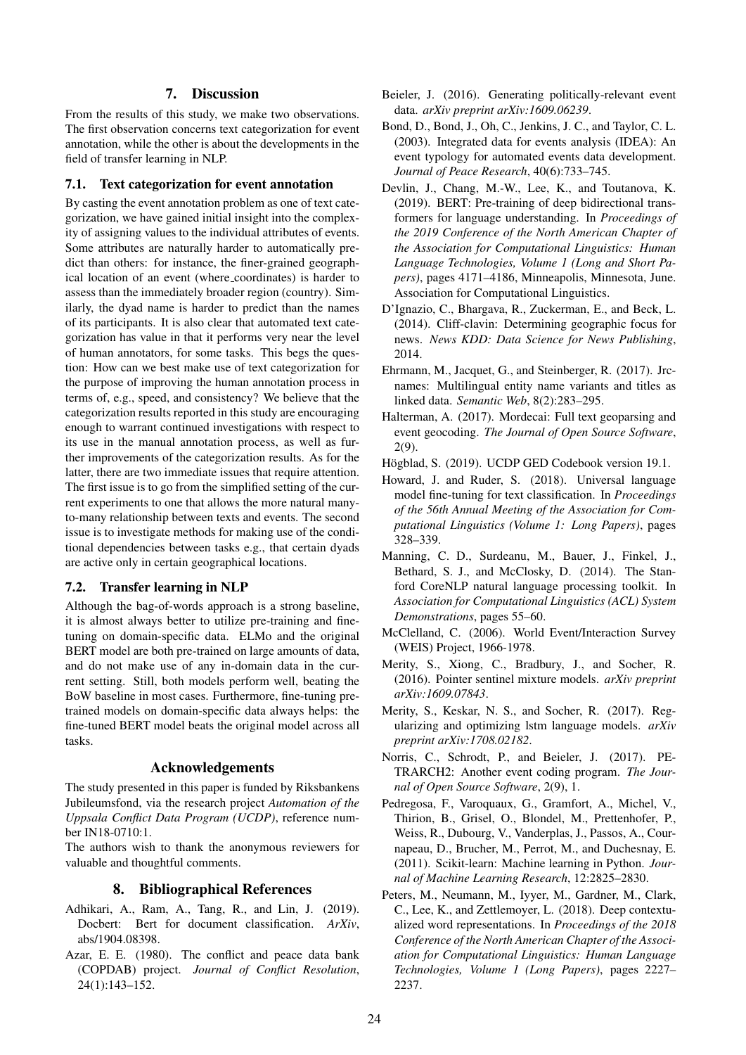## 7. Discussion

From the results of this study, we make two observations. The first observation concerns text categorization for event annotation, while the other is about the developments in the field of transfer learning in NLP.

### 7.1. Text categorization for event annotation

By casting the event annotation problem as one of text categorization, we have gained initial insight into the complexity of assigning values to the individual attributes of events. Some attributes are naturally harder to automatically predict than others: for instance, the finer-grained geographical location of an event (where_coordinates) is harder to assess than the immediately broader region (country). Similarly, the dyad name is harder to predict than the names of its participants. It is also clear that automated text categorization has value in that it performs very near the level of human annotators, for some tasks. This begs the question: How can we best make use of text categorization for the purpose of improving the human annotation process in terms of, e.g., speed, and consistency? We believe that the categorization results reported in this study are encouraging enough to warrant continued investigations with respect to its use in the manual annotation process, as well as further improvements of the categorization results. As for the latter, there are two immediate issues that require attention. The first issue is to go from the simplified setting of the current experiments to one that allows the more natural many-to-many relationship between texts and events. The second issue is to investigate methods for making use of the conditional dependencies between tasks e.g., that certain dyads are active only in certain geographical locations.

### 7.2. Transfer learning in NLP

Although the bag-of-words approach is a strong baseline, it is almost always better to utilize pre-training and fine-tuning on domain-specific data. ELMo and the original BERT model are both pre-trained on large amounts of data, and do not make use of any in-domain data in the current setting. Still, both models perform well, beating the BoW baseline in most cases. Furthermore, fine-tuning pre-trained models on domain-specific data always helps: the fine-tuned BERT model beats the original model across all tasks.

## Acknowledgements

The study presented in this paper is funded by Riksbankens Jubileumsfond, via the research project *Automation of the Uppsala Conflict Data Program (UCDP)*, reference number IN18-0710:1.

The authors wish to thank the anonymous reviewers for valuable and thoughtful comments.

## 8. Bibliographical References

Adhikari, A., Ram, A., Tang, R., and Lin, J. (2019). Docbert: Bert for document classification. *ArXiv*, abs/1904.08398.

Azar, E. E. (1980). The conflict and peace data bank (COPDAB) project. *Journal of Conflict Resolution*, 24(1):143–152.

Beieler, J. (2016). Generating politically-relevant event data. *arXiv preprint arXiv:1609.06239*.

Bond, D., Bond, J., Oh, C., Jenkins, J. C., and Taylor, C. L. (2003). Integrated data for events analysis (IDEA): An event typology for automated events data development. *Journal of Peace Research*, 40(6):733–745.

Devlin, J., Chang, M.-W., Lee, K., and Toutanova, K. (2019). BERT: Pre-training of deep bidirectional transformers for language understanding. In *Proceedings of the 2019 Conference of the North American Chapter of the Association for Computational Linguistics: Human Language Technologies, Volume 1 (Long and Short Papers)*, pages 4171–4186, Minneapolis, Minnesota, June. Association for Computational Linguistics.

D'Ignazio, C., Bhargava, R., Zuckerman, E., and Beck, L. (2014). Cliff-clavin: Determining geographic focus for news. *News KDD: Data Science for News Publishing*, 2014.

Ehrmann, M., Jacquet, G., and Steinberger, R. (2017). Jrc-names: Multilingual entity name variants and titles as linked data. *Semantic Web*, 8(2):283–295.

Halterman, A. (2017). Mordecai: Full text geoparsing and event geocoding. *The Journal of Open Source Software*, 2(9).

Högblad, S. (2019). UCDP GED Codebook version 19.1.

Howard, J. and Ruder, S. (2018). Universal language model fine-tuning for text classification. In *Proceedings of the 56th Annual Meeting of the Association for Computational Linguistics (Volume 1: Long Papers)*, pages 328–339.

Manning, C. D., Surdeanu, M., Bauer, J., Finkel, J., Bethard, S. J., and McClosky, D. (2014). The Stanford CoreNLP natural language processing toolkit. In *Association for Computational Linguistics (ACL) System Demonstrations*, pages 55–60.

McClelland, C. (2006). World Event/Interaction Survey (WEIS) Project, 1966-1978.

Merity, S., Xiong, C., Bradbury, J., and Socher, R. (2016). Pointer sentinel mixture models. *arXiv preprint arXiv:1609.07843*.

Merity, S., Keskar, N. S., and Socher, R. (2017). Regularizing and optimizing lstm language models. *arXiv preprint arXiv:1708.02182*.

Norris, C., Schrodt, P., and Beieler, J. (2017). PETRARCH2: Another event coding program. *The Journal of Open Source Software*, 2(9), 1.

Pedregosa, F., Varoquaux, G., Gramfort, A., Michel, V., Thirion, B., Grisel, O., Blondel, M., Prettenhofer, P., Weiss, R., Dubourg, V., Vanderplas, J., Passos, A., Cournapeau, D., Brucher, M., Perrot, M., and Duchesnay, E. (2011). Scikit-learn: Machine learning in Python. *Journal of Machine Learning Research*, 12:2825–2830.

Peters, M., Neumann, M., Iyyer, M., Gardner, M., Clark, C., Lee, K., and Zettlemoyer, L. (2018). Deep contextualized word representations. In *Proceedings of the 2018 Conference of the North American Chapter of the Association for Computational Linguistics: Human Language Technologies, Volume 1 (Long Papers)*, pages 2227–2237.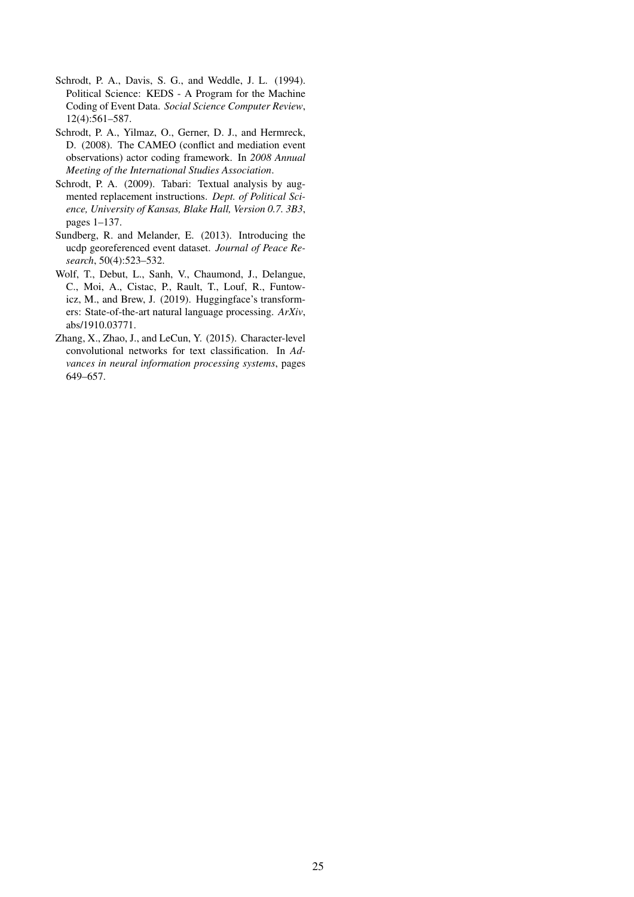Schrodt, P. A., Davis, S. G., and Weddle, J. L. (1994). Political Science: KEDS - A Program for the Machine Coding of Event Data. *Social Science Computer Review*, 12(4):561–587.

Schrodt, P. A., Yilmaz, O., Gerner, D. J., and Hermreck, D. (2008). The CAMEO (conflict and mediation event observations) actor coding framework. In *2008 Annual Meeting of the International Studies Association*.

Schrodt, P. A. (2009). Tabari: Textual analysis by augmented replacement instructions. *Dept. of Political Science, University of Kansas, Blake Hall, Version 0.7. 3B3*, pages 1–137.

Sundberg, R. and Melander, E. (2013). Introducing the ucdp georeferenced event dataset. *Journal of Peace Research*, 50(4):523–532.

Wolf, T., Debut, L., Sanh, V., Chaumond, J., Delangue, C., Moi, A., Cistac, P., Rault, T., Louf, R., Funtowicz, M., and Brew, J. (2019). Huggingface's transformers: State-of-the-art natural language processing. *ArXiv*, abs/1910.03771.

Zhang, X., Zhao, J., and LeCun, Y. (2015). Character-level convolutional networks for text classification. In *Advances in neural information processing systems*, pages 649–657.